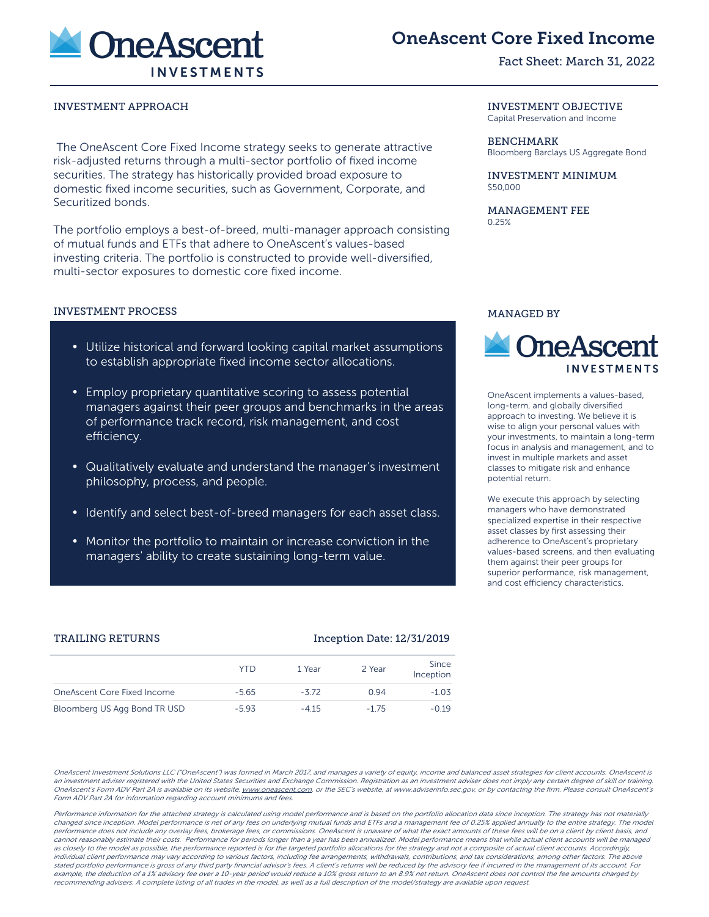# OneAscent Core Fixed Income

Fact Sheet: March 31, 2022

## INVESTMENT APPROACH

The OneAscent Core Fixed Income strategy seeks to generate attractive risk-adjusted returns through a multi-sector portfolio of fixed income securities. The strategy has historically provided broad exposure to domestic fixed income securities, such as Government, Corporate, and Securitized bonds.

The portfolio employs a best-of-breed, multi-manager approach consisting of mutual funds and ETFs that adhere to OneAscent's values-based investing criteria. The portfolio is constructed to provide well-diversified, multi-sector exposures to domestic core fixed income.

## INVESTMENT OBJECTIVE

Capital Preservation and Income

## BENCHMARK

Bloomberg Barclays US Aggregate Bond

## INVESTMENT MINIMUM

$50,000

## MANAGEMENT FEE

0.25%

## INVESTMENT PROCESS

- Utilize historical and forward looking capital market assumptions to establish appropriate fixed income sector allocations.
- Employ proprietary quantitative scoring to assess potential managers against their peer groups and benchmarks in the areas of performance track record, risk management, and cost efficiency.
- Qualitatively evaluate and understand the manager's investment philosophy, process, and people.
- Identify and select best-of-breed managers for each asset class.
- Monitor the portfolio to maintain or increase conviction in the managers' ability to create sustaining long-term value.

## MANAGED BY

OneAscent Investments

OneAscent implements a values-based, long-term, and globally diversified approach to investing. We believe it is wise to align your personal values with your investments, to maintain a long-term focus in analysis and management, and to invest in multiple markets and asset classes to mitigate risk and enhance potential return.

We execute this approach by selecting managers who have demonstrated specialized expertise in their respective asset classes by first assessing their adherence to OneAscent's proprietary values-based screens, and then evaluating them against their peer groups for superior performance, risk management, and cost efficiency characteristics.

## TRAILING RETURNS

Inception Date: 12/31/2019

| | YTD | 1 Year | 2 Year | Since Inception |
|---|---|---|---|---|
| OneAscent Core Fixed Income | -5.65 | -3.72 | 0.94 | -1.03 |
| Bloomberg US Agg Bond TR USD | -5.93 | -4.15 | -1.75 | -0.19 |

*OneAscent Investment Solutions LLC ("OneAscent") was formed in March 2017, and manages a variety of equity, income and balanced asset strategies for client accounts. OneAscent is an investment adviser registered with the United States Securities and Exchange Commission. Registration as an investment adviser does not imply any certain degree of skill or training. OneAscent's Form ADV Part 2A is available on its website, www.oneascent.com, or the SEC's website, at www.adviserinfo.sec.gov, or by contacting the firm. Please consult OneAscent's Form ADV Part 2A for information regarding account minimums and fees.*

*Performance information for the attached strategy is calculated using model performance and is based on the portfolio allocation data since inception. The strategy has not materially changed since inception. Model performance is net of any fees on underlying mutual funds and ETFs and a management fee of 0.25% applied annually to the entire strategy. The model performance does not include any overlay fees, brokerage fees, or commissions. OneAscent is unaware of what the exact amounts of these fees will be on a client by client basis, and cannot reasonably estimate their costs. Performance for periods longer than a year has been annualized. Model performance means that while actual client accounts will be managed as closely to the model as possible, the performance reported is for the targeted portfolio allocations for the strategy and not a composite of actual client accounts. Accordingly, individual client performance may vary according to various factors, including fee arrangements, withdrawals, contributions, and tax considerations, among other factors. The above stated portfolio performance is gross of any third party financial advisor's fees. A client's returns will be reduced by the advisory fee if incurred in the management of its account. For example, the deduction of a 1% advisory fee over a 10-year period would reduce a 10% gross return to an 8.9% net return. OneAscent does not control the fee amounts charged by recommending advisers. A complete listing of all trades in the model, as well as a full description of the model/strategy are available upon request.*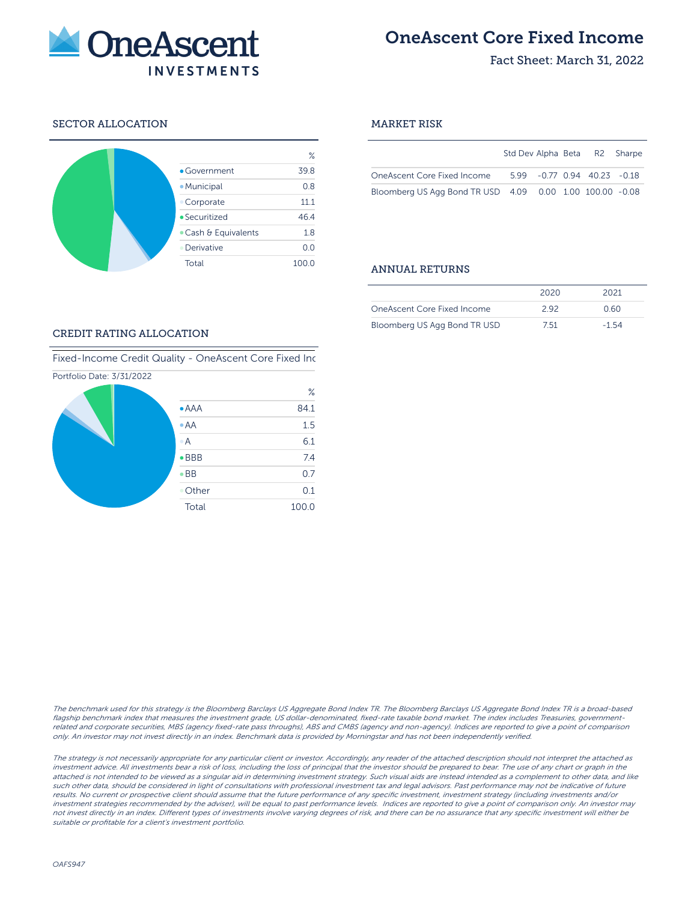# OneAscent Core Fixed Income

Fact Sheet: March 31, 2022

## SECTOR ALLOCATION

| | % |
|---|---|
| Government | 39.8 |
| Municipal | 0.8 |
| Corporate | 11.1 |
| Securitized | 46.4 |
| Cash & Equivalents | 1.8 |
| Derivative | 0.0 |
| Total | 100.0 |

## MARKET RISK

| | Std Dev | Alpha | Beta | R2 | Sharpe |
|---|---|---|---|---|---|
| OneAscent Core Fixed Income | 5.99 | -0.77 | 0.94 | 40.23 | -0.18 |
| Bloomberg US Agg Bond TR USD | 4.09 | 0.00 | 1.00 | 100.00 | -0.08 |

## ANNUAL RETURNS

| | 2020 | 2021 |
|---|---|---|
| OneAscent Core Fixed Income | 2.92 | 0.60 |
| Bloomberg US Agg Bond TR USD | 7.51 | -1.54 |

## CREDIT RATING ALLOCATION

Fixed-Income Credit Quality - OneAscent Core Fixed Inc

Portfolio Date: 3/31/2022

| | % |
|---|---|
| AAA | 84.1 |
| AA | 1.5 |
| A | 6.1 |
| BBB | 7.4 |
| BB | 0.7 |
| Other | 0.1 |
| Total | 100.0 |

*The benchmark used for this strategy is the Bloomberg Barclays US Aggregate Bond Index TR. The Bloomberg Barclays US Aggregate Bond Index TR is a broad-based flagship benchmark index that measures the investment grade, US dollar-denominated, fixed-rate taxable bond market. The index includes Treasuries, government-related and corporate securities, MBS (agency fixed-rate pass throughs), ABS and CMBS (agency and non-agency). Indices are reported to give a point of comparison only. An investor may not invest directly in an index. Benchmark data is provided by Morningstar and has not been independently verified.*

*The strategy is not necessarily appropriate for any particular client or investor. Accordingly, any reader of the attached description should not interpret the attached as investment advice. All investments bear a risk of loss, including the loss of principal that the investor should be prepared to bear. The use of any chart or graph in the attached is not intended to be viewed as a singular aid in determining investment strategy. Such visual aids are instead intended as a complement to other data, and like such other data, should be considered in light of consultations with professional investment tax and legal advisors. Past performance may not be indicative of future results. No current or prospective client should assume that the future performance of any specific investment, investment strategy (including investments and/or investment strategies recommended by the adviser), will be equal to past performance levels. Indices are reported to give a point of comparison only. An investor may not invest directly in an index. Different types of investments involve varying degrees of risk, and there can be no assurance that any specific investment will either be suitable or profitable for a client's investment portfolio.*

*OAFS947*